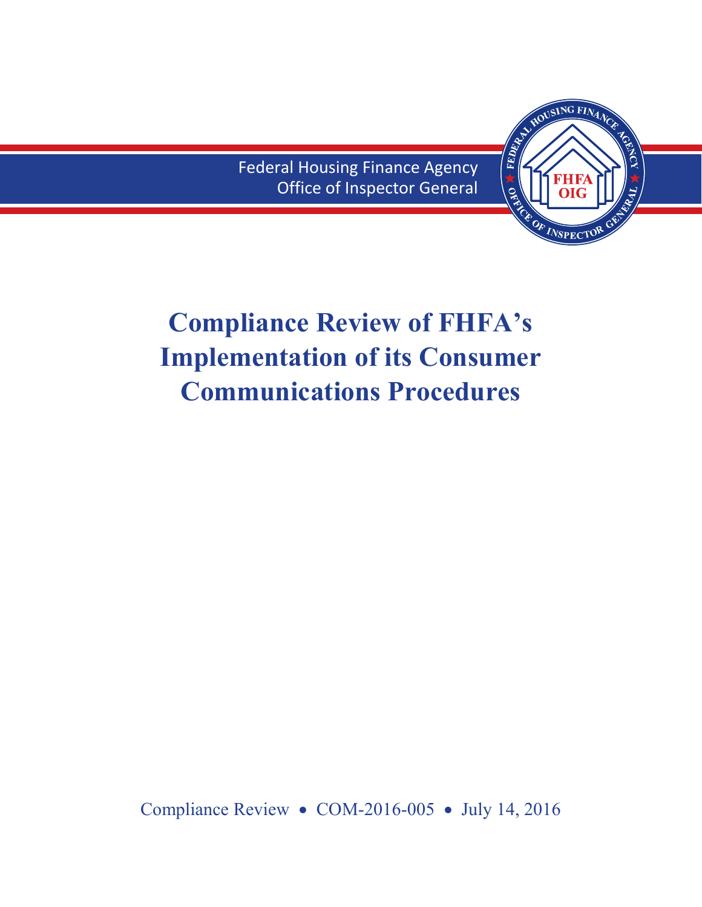Federal Housing Finance Agency
Office of Inspector General

# Compliance Review of FHFA's Implementation of its Consumer Communications Procedures

Compliance Review • COM-2016-005 • July 14, 2016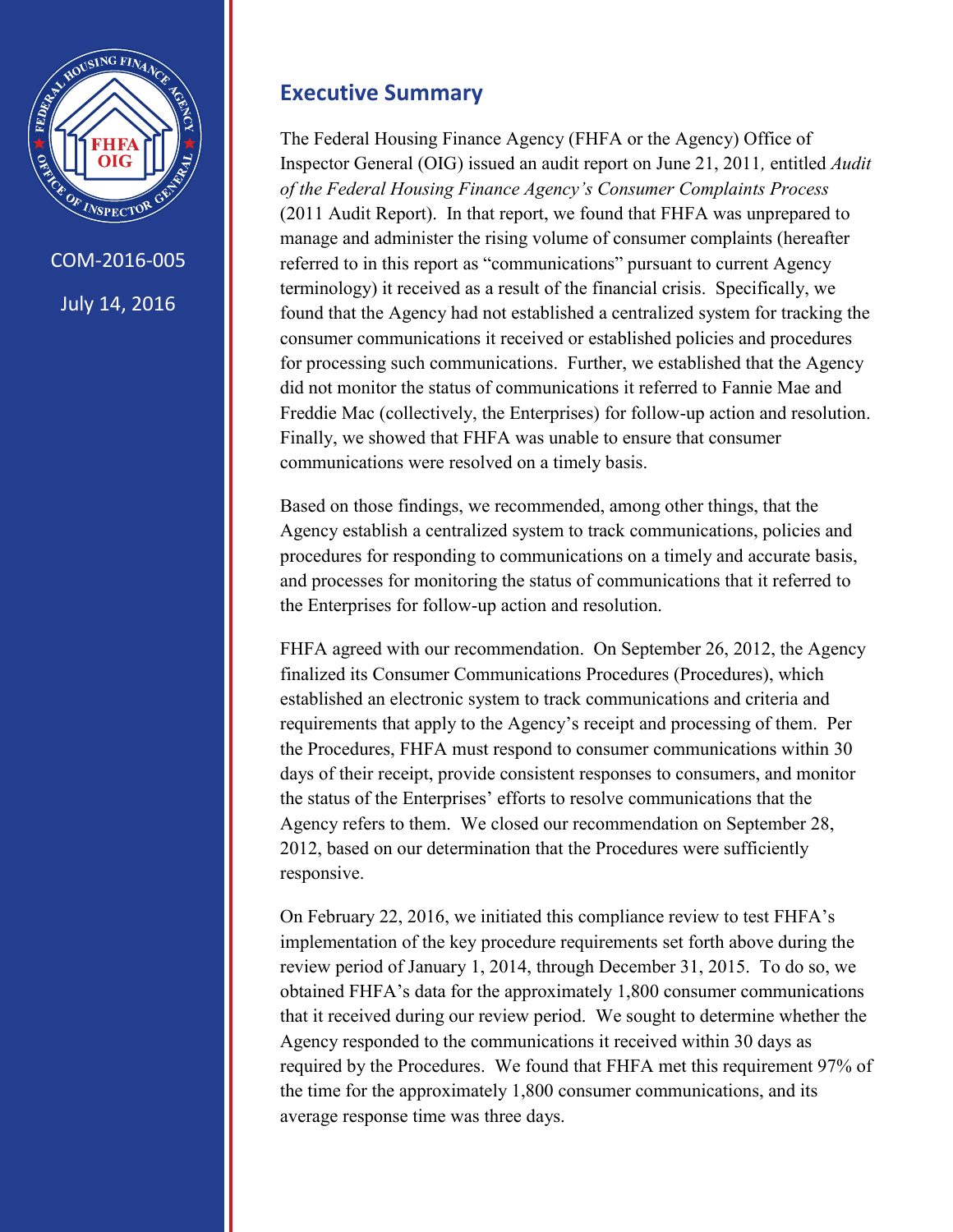COM-2016-005

July 14, 2016

## Executive Summary

The Federal Housing Finance Agency (FHFA or the Agency) Office of Inspector General (OIG) issued an audit report on June 21, 2011*,* entitled *Audit of the Federal Housing Finance Agency's Consumer Complaints Process* (2011 Audit Report). In that report, we found that FHFA was unprepared to manage and administer the rising volume of consumer complaints (hereafter referred to in this report as "communications" pursuant to current Agency terminology) it received as a result of the financial crisis. Specifically, we found that the Agency had not established a centralized system for tracking the consumer communications it received or established policies and procedures for processing such communications. Further, we established that the Agency did not monitor the status of communications it referred to Fannie Mae and Freddie Mac (collectively, the Enterprises) for follow-up action and resolution. Finally, we showed that FHFA was unable to ensure that consumer communications were resolved on a timely basis.

Based on those findings, we recommended, among other things, that the Agency establish a centralized system to track communications, policies and procedures for responding to communications on a timely and accurate basis, and processes for monitoring the status of communications that it referred to the Enterprises for follow-up action and resolution.

FHFA agreed with our recommendation. On September 26, 2012, the Agency finalized its Consumer Communications Procedures (Procedures), which established an electronic system to track communications and criteria and requirements that apply to the Agency's receipt and processing of them. Per the Procedures, FHFA must respond to consumer communications within 30 days of their receipt, provide consistent responses to consumers, and monitor the status of the Enterprises' efforts to resolve communications that the Agency refers to them. We closed our recommendation on September 28, 2012, based on our determination that the Procedures were sufficiently responsive.

On February 22, 2016, we initiated this compliance review to test FHFA's implementation of the key procedure requirements set forth above during the review period of January 1, 2014, through December 31, 2015. To do so, we obtained FHFA's data for the approximately 1,800 consumer communications that it received during our review period. We sought to determine whether the Agency responded to the communications it received within 30 days as required by the Procedures. We found that FHFA met this requirement 97% of the time for the approximately 1,800 consumer communications, and its average response time was three days.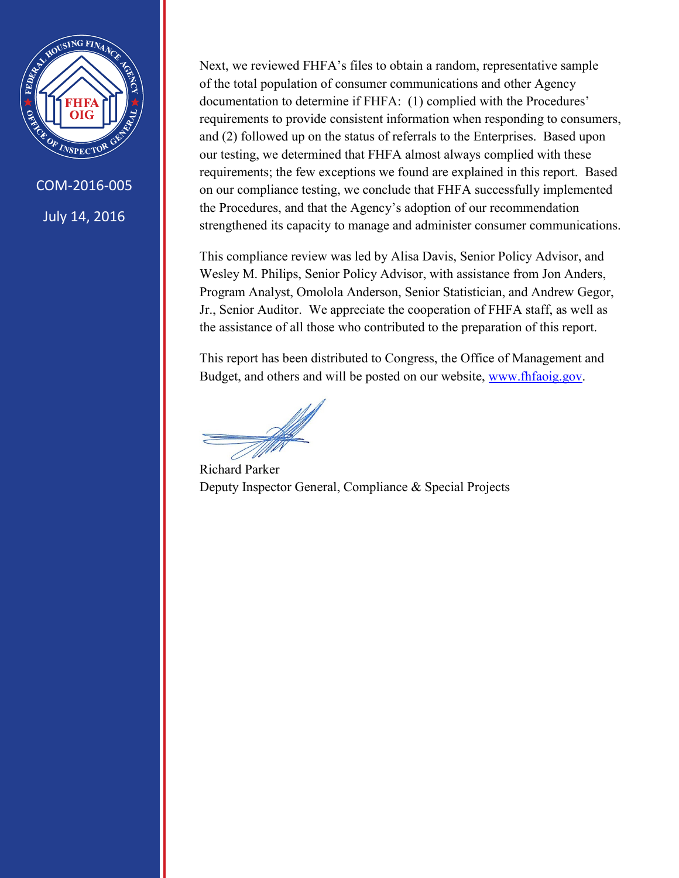COM-2016-005

July 14, 2016

Next, we reviewed FHFA's files to obtain a random, representative sample of the total population of consumer communications and other Agency documentation to determine if FHFA: (1) complied with the Procedures' requirements to provide consistent information when responding to consumers, and (2) followed up on the status of referrals to the Enterprises. Based upon our testing, we determined that FHFA almost always complied with these requirements; the few exceptions we found are explained in this report. Based on our compliance testing, we conclude that FHFA successfully implemented the Procedures, and that the Agency's adoption of our recommendation strengthened its capacity to manage and administer consumer communications.

This compliance review was led by Alisa Davis, Senior Policy Advisor, and Wesley M. Philips, Senior Policy Advisor, with assistance from Jon Anders, Program Analyst, Omolola Anderson, Senior Statistician, and Andrew Gegor, Jr., Senior Auditor. We appreciate the cooperation of FHFA staff, as well as the assistance of all those who contributed to the preparation of this report.

This report has been distributed to Congress, the Office of Management and Budget, and others and will be posted on our website, www.fhfaoig.gov.

Richard Parker
Deputy Inspector General, Compliance & Special Projects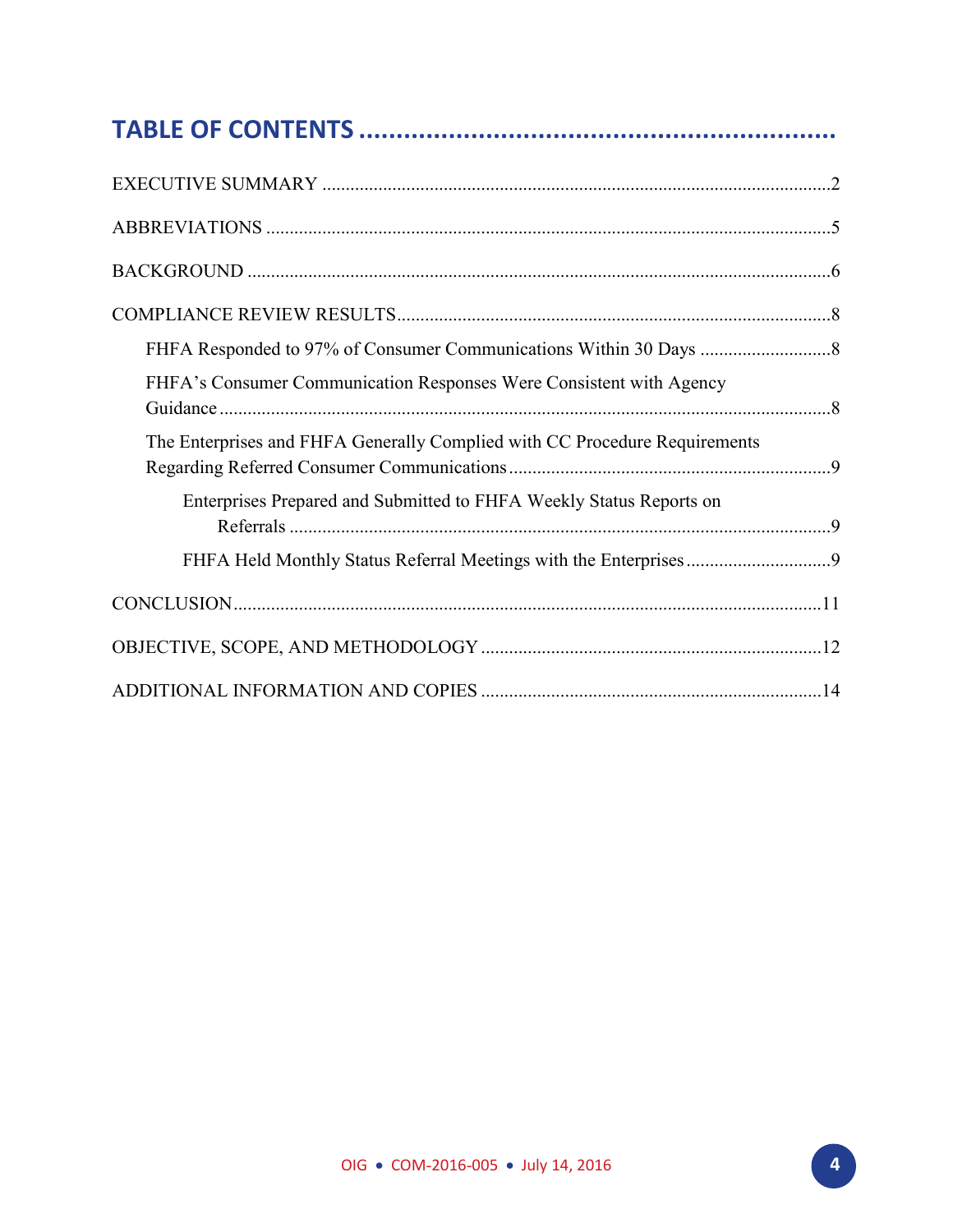# TABLE OF CONTENTS

EXECUTIVE SUMMARY ....................................................................................................2

ABBREVIATIONS ..........................................................................................................5

BACKGROUND ..............................................................................................................6

COMPLIANCE REVIEW RESULTS..............................................................................8

- FHFA Responded to 97% of Consumer Communications Within 30 Days ..........................8
- FHFA's Consumer Communication Responses Were Consistent with Agency Guidance ..........8
- The Enterprises and FHFA Generally Complied with CC Procedure Requirements Regarding Referred Consumer Communications ..........9
  - Enterprises Prepared and Submitted to FHFA Weekly Status Reports on Referrals ..........9
  - FHFA Held Monthly Status Referral Meetings with the Enterprises ..........9

CONCLUSION..............................................................................................................11

OBJECTIVE, SCOPE, AND METHODOLOGY ..............................................................12

ADDITIONAL INFORMATION AND COPIES ..............................................................14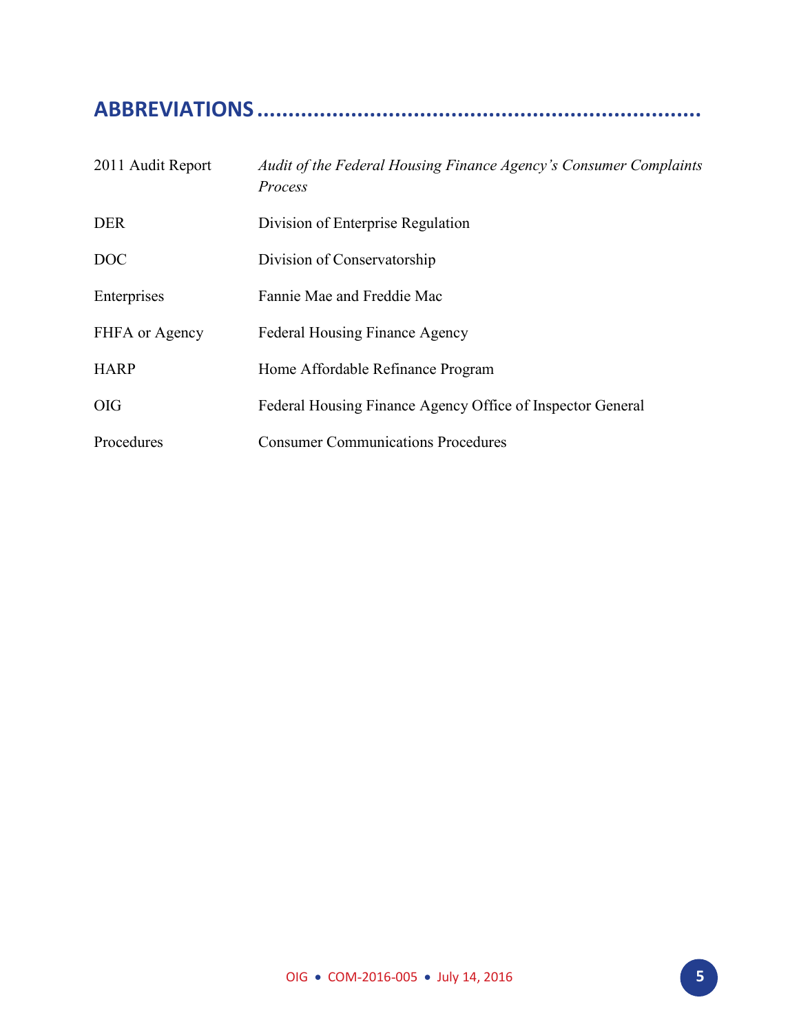## ABBREVIATIONS

| | |
|---|---|
| 2011 Audit Report | *Audit of the Federal Housing Finance Agency's Consumer Complaints Process* |
| DER | Division of Enterprise Regulation |
| DOC | Division of Conservatorship |
| Enterprises | Fannie Mae and Freddie Mac |
| FHFA or Agency | Federal Housing Finance Agency |
| HARP | Home Affordable Refinance Program |
| OIG | Federal Housing Finance Agency Office of Inspector General |
| Procedures | Consumer Communications Procedures |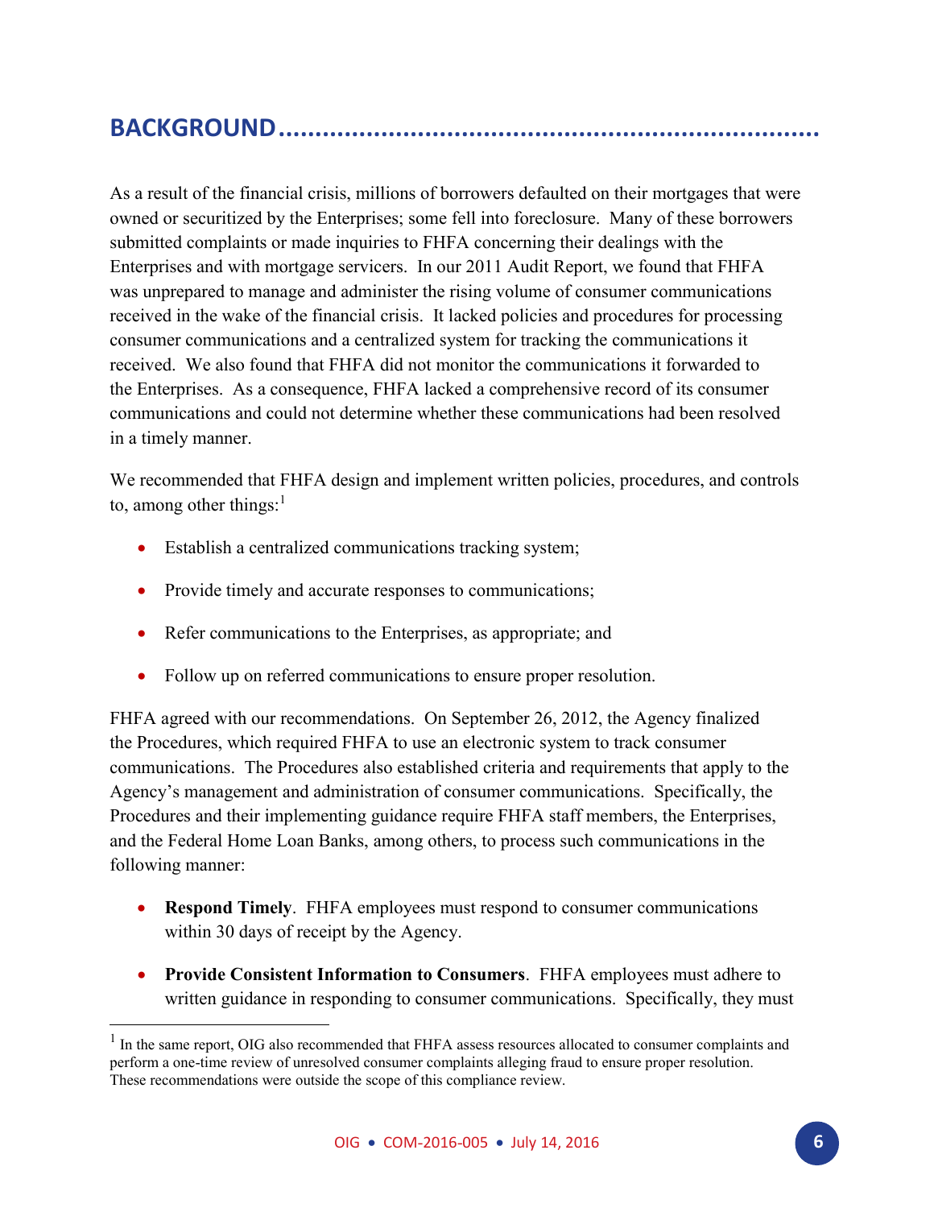## BACKGROUND

As a result of the financial crisis, millions of borrowers defaulted on their mortgages that were owned or securitized by the Enterprises; some fell into foreclosure. Many of these borrowers submitted complaints or made inquiries to FHFA concerning their dealings with the Enterprises and with mortgage servicers. In our 2011 Audit Report, we found that FHFA was unprepared to manage and administer the rising volume of consumer communications received in the wake of the financial crisis. It lacked policies and procedures for processing consumer communications and a centralized system for tracking the communications it received. We also found that FHFA did not monitor the communications it forwarded to the Enterprises. As a consequence, FHFA lacked a comprehensive record of its consumer communications and could not determine whether these communications had been resolved in a timely manner.

We recommended that FHFA design and implement written policies, procedures, and controls to, among other things:[1]

- Establish a centralized communications tracking system;
- Provide timely and accurate responses to communications;
- Refer communications to the Enterprises, as appropriate; and
- Follow up on referred communications to ensure proper resolution.

FHFA agreed with our recommendations. On September 26, 2012, the Agency finalized the Procedures, which required FHFA to use an electronic system to track consumer communications. The Procedures also established criteria and requirements that apply to the Agency's management and administration of consumer communications. Specifically, the Procedures and their implementing guidance require FHFA staff members, the Enterprises, and the Federal Home Loan Banks, among others, to process such communications in the following manner:

- **Respond Timely**. FHFA employees must respond to consumer communications within 30 days of receipt by the Agency.
- **Provide Consistent Information to Consumers**. FHFA employees must adhere to written guidance in responding to consumer communications. Specifically, they must

[1] In the same report, OIG also recommended that FHFA assess resources allocated to consumer complaints and perform a one-time review of unresolved consumer complaints alleging fraud to ensure proper resolution. These recommendations were outside the scope of this compliance review.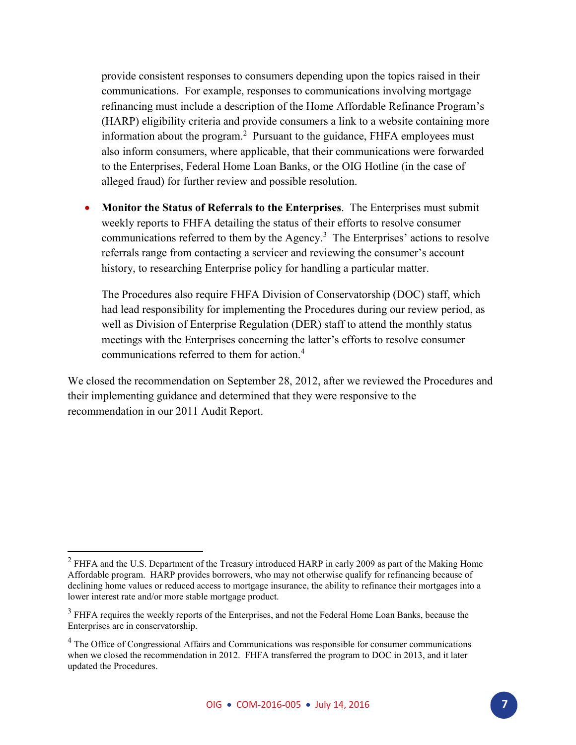provide consistent responses to consumers depending upon the topics raised in their communications. For example, responses to communications involving mortgage refinancing must include a description of the Home Affordable Refinance Program's (HARP) eligibility criteria and provide consumers a link to a website containing more information about the program.[2] Pursuant to the guidance, FHFA employees must also inform consumers, where applicable, that their communications were forwarded to the Enterprises, Federal Home Loan Banks, or the OIG Hotline (in the case of alleged fraud) for further review and possible resolution.

- **Monitor the Status of Referrals to the Enterprises**. The Enterprises must submit weekly reports to FHFA detailing the status of their efforts to resolve consumer communications referred to them by the Agency.[3] The Enterprises' actions to resolve referrals range from contacting a servicer and reviewing the consumer's account history, to researching Enterprise policy for handling a particular matter.

  The Procedures also require FHFA Division of Conservatorship (DOC) staff, which had lead responsibility for implementing the Procedures during our review period, as well as Division of Enterprise Regulation (DER) staff to attend the monthly status meetings with the Enterprises concerning the latter's efforts to resolve consumer communications referred to them for action.[4]

We closed the recommendation on September 28, 2012, after we reviewed the Procedures and their implementing guidance and determined that they were responsive to the recommendation in our 2011 Audit Report.

---

[2] FHFA and the U.S. Department of the Treasury introduced HARP in early 2009 as part of the Making Home Affordable program. HARP provides borrowers, who may not otherwise qualify for refinancing because of declining home values or reduced access to mortgage insurance, the ability to refinance their mortgages into a lower interest rate and/or more stable mortgage product.

[3] FHFA requires the weekly reports of the Enterprises, and not the Federal Home Loan Banks, because the Enterprises are in conservatorship.

[4] The Office of Congressional Affairs and Communications was responsible for consumer communications when we closed the recommendation in 2012. FHFA transferred the program to DOC in 2013, and it later updated the Procedures.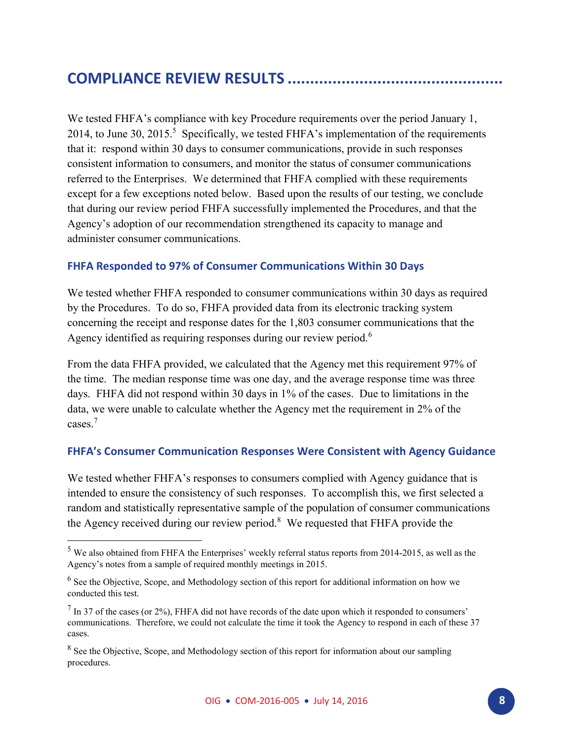# COMPLIANCE REVIEW RESULTS

We tested FHFA's compliance with key Procedure requirements over the period January 1, 2014, to June 30, 2015.[5] Specifically, we tested FHFA's implementation of the requirements that it: respond within 30 days to consumer communications, provide in such responses consistent information to consumers, and monitor the status of consumer communications referred to the Enterprises. We determined that FHFA complied with these requirements except for a few exceptions noted below. Based upon the results of our testing, we conclude that during our review period FHFA successfully implemented the Procedures, and that the Agency's adoption of our recommendation strengthened its capacity to manage and administer consumer communications.

## FHFA Responded to 97% of Consumer Communications Within 30 Days

We tested whether FHFA responded to consumer communications within 30 days as required by the Procedures. To do so, FHFA provided data from its electronic tracking system concerning the receipt and response dates for the 1,803 consumer communications that the Agency identified as requiring responses during our review period.[6]

From the data FHFA provided, we calculated that the Agency met this requirement 97% of the time. The median response time was one day, and the average response time was three days. FHFA did not respond within 30 days in 1% of the cases. Due to limitations in the data, we were unable to calculate whether the Agency met the requirement in 2% of the cases.[7]

## FHFA's Consumer Communication Responses Were Consistent with Agency Guidance

We tested whether FHFA's responses to consumers complied with Agency guidance that is intended to ensure the consistency of such responses. To accomplish this, we first selected a random and statistically representative sample of the population of consumer communications the Agency received during our review period.[8] We requested that FHFA provide the

---

[5] We also obtained from FHFA the Enterprises' weekly referral status reports from 2014-2015, as well as the Agency's notes from a sample of required monthly meetings in 2015.

[6] See the Objective, Scope, and Methodology section of this report for additional information on how we conducted this test.

[7] In 37 of the cases (or 2%), FHFA did not have records of the date upon which it responded to consumers' communications. Therefore, we could not calculate the time it took the Agency to respond in each of these 37 cases.

[8] See the Objective, Scope, and Methodology section of this report for information about our sampling procedures.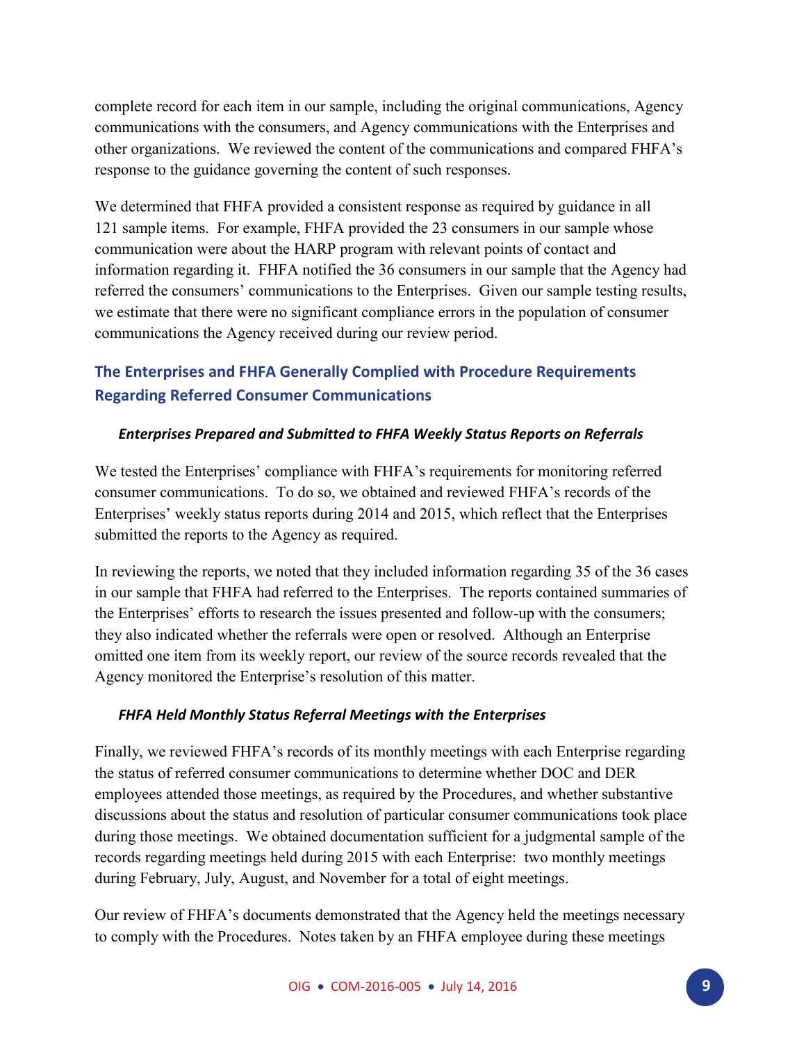complete record for each item in our sample, including the original communications, Agency communications with the consumers, and Agency communications with the Enterprises and other organizations. We reviewed the content of the communications and compared FHFA's response to the guidance governing the content of such responses.

We determined that FHFA provided a consistent response as required by guidance in all 121 sample items. For example, FHFA provided the 23 consumers in our sample whose communication were about the HARP program with relevant points of contact and information regarding it. FHFA notified the 36 consumers in our sample that the Agency had referred the consumers' communications to the Enterprises. Given our sample testing results, we estimate that there were no significant compliance errors in the population of consumer communications the Agency received during our review period.

## The Enterprises and FHFA Generally Complied with Procedure Requirements Regarding Referred Consumer Communications

### *Enterprises Prepared and Submitted to FHFA Weekly Status Reports on Referrals*

We tested the Enterprises' compliance with FHFA's requirements for monitoring referred consumer communications. To do so, we obtained and reviewed FHFA's records of the Enterprises' weekly status reports during 2014 and 2015, which reflect that the Enterprises submitted the reports to the Agency as required.

In reviewing the reports, we noted that they included information regarding 35 of the 36 cases in our sample that FHFA had referred to the Enterprises. The reports contained summaries of the Enterprises' efforts to research the issues presented and follow-up with the consumers; they also indicated whether the referrals were open or resolved. Although an Enterprise omitted one item from its weekly report, our review of the source records revealed that the Agency monitored the Enterprise's resolution of this matter.

### *FHFA Held Monthly Status Referral Meetings with the Enterprises*

Finally, we reviewed FHFA's records of its monthly meetings with each Enterprise regarding the status of referred consumer communications to determine whether DOC and DER employees attended those meetings, as required by the Procedures, and whether substantive discussions about the status and resolution of particular consumer communications took place during those meetings. We obtained documentation sufficient for a judgmental sample of the records regarding meetings held during 2015 with each Enterprise: two monthly meetings during February, July, August, and November for a total of eight meetings.

Our review of FHFA's documents demonstrated that the Agency held the meetings necessary to comply with the Procedures. Notes taken by an FHFA employee during these meetings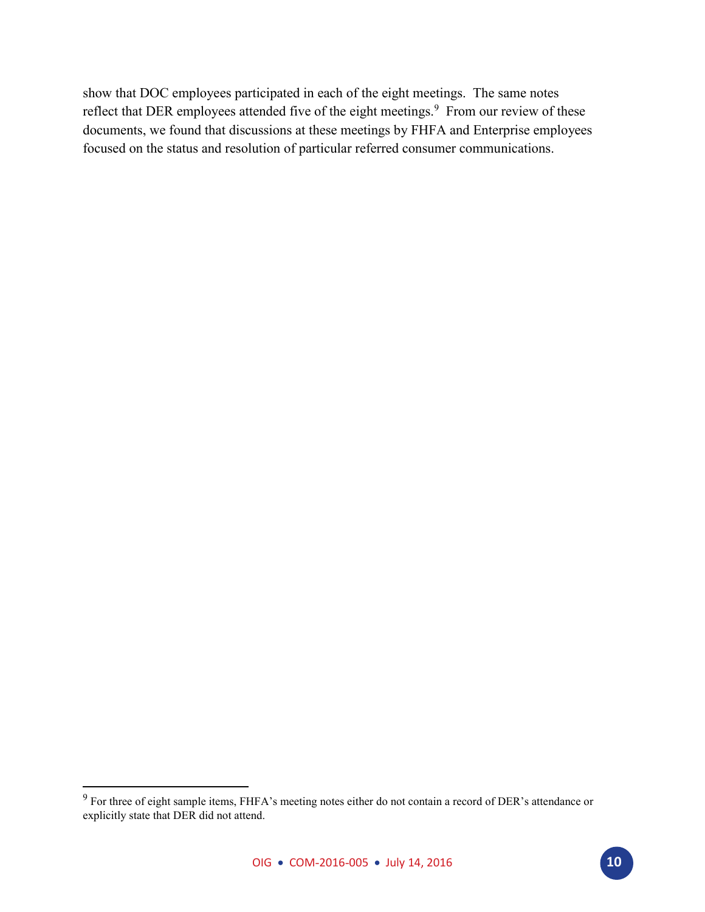show that DOC employees participated in each of the eight meetings. The same notes reflect that DER employees attended five of the eight meetings.[9] From our review of these documents, we found that discussions at these meetings by FHFA and Enterprise employees focused on the status and resolution of particular referred consumer communications.

---

[9] For three of eight sample items, FHFA's meeting notes either do not contain a record of DER's attendance or explicitly state that DER did not attend.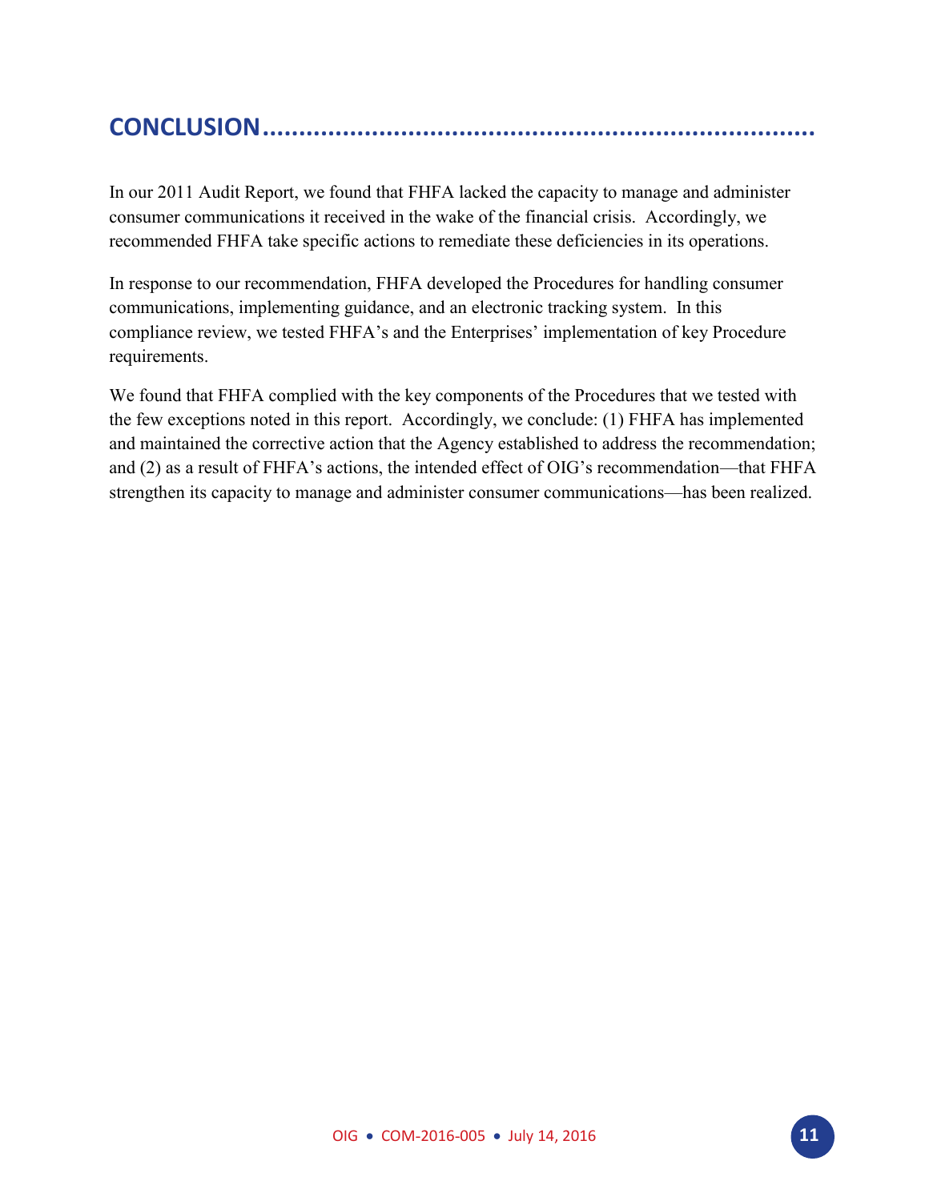## CONCLUSION

In our 2011 Audit Report, we found that FHFA lacked the capacity to manage and administer consumer communications it received in the wake of the financial crisis. Accordingly, we recommended FHFA take specific actions to remediate these deficiencies in its operations.

In response to our recommendation, FHFA developed the Procedures for handling consumer communications, implementing guidance, and an electronic tracking system. In this compliance review, we tested FHFA's and the Enterprises' implementation of key Procedure requirements.

We found that FHFA complied with the key components of the Procedures that we tested with the few exceptions noted in this report. Accordingly, we conclude: (1) FHFA has implemented and maintained the corrective action that the Agency established to address the recommendation; and (2) as a result of FHFA's actions, the intended effect of OIG's recommendation—that FHFA strengthen its capacity to manage and administer consumer communications—has been realized.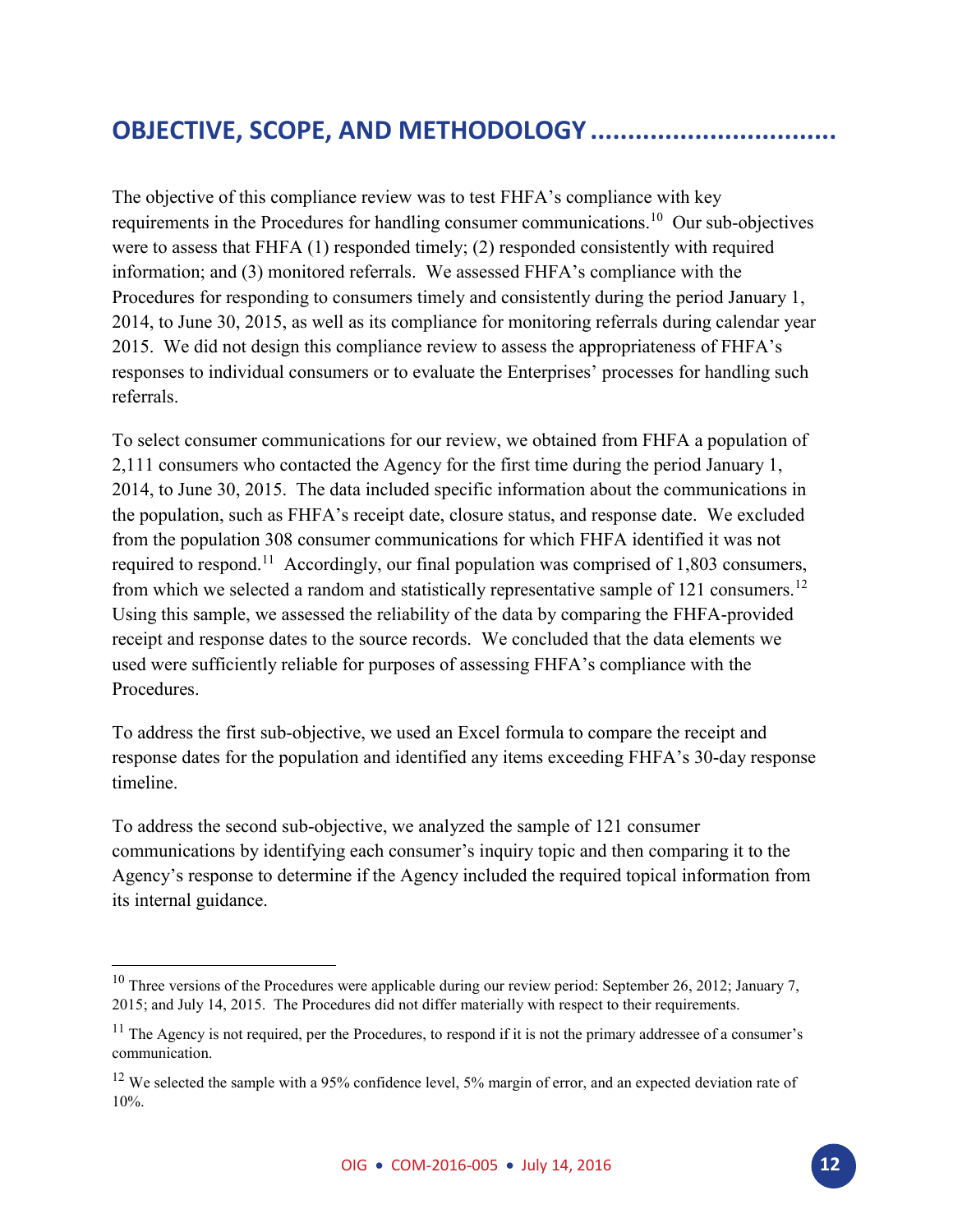## OBJECTIVE, SCOPE, AND METHODOLOGY

The objective of this compliance review was to test FHFA's compliance with key requirements in the Procedures for handling consumer communications.[10] Our sub-objectives were to assess that FHFA (1) responded timely; (2) responded consistently with required information; and (3) monitored referrals. We assessed FHFA's compliance with the Procedures for responding to consumers timely and consistently during the period January 1, 2014, to June 30, 2015, as well as its compliance for monitoring referrals during calendar year 2015. We did not design this compliance review to assess the appropriateness of FHFA's responses to individual consumers or to evaluate the Enterprises' processes for handling such referrals.

To select consumer communications for our review, we obtained from FHFA a population of 2,111 consumers who contacted the Agency for the first time during the period January 1, 2014, to June 30, 2015. The data included specific information about the communications in the population, such as FHFA's receipt date, closure status, and response date. We excluded from the population 308 consumer communications for which FHFA identified it was not required to respond.[11] Accordingly, our final population was comprised of 1,803 consumers, from which we selected a random and statistically representative sample of 121 consumers.[12] Using this sample, we assessed the reliability of the data by comparing the FHFA-provided receipt and response dates to the source records. We concluded that the data elements we used were sufficiently reliable for purposes of assessing FHFA's compliance with the Procedures.

To address the first sub-objective, we used an Excel formula to compare the receipt and response dates for the population and identified any items exceeding FHFA's 30-day response timeline.

To address the second sub-objective, we analyzed the sample of 121 consumer communications by identifying each consumer's inquiry topic and then comparing it to the Agency's response to determine if the Agency included the required topical information from its internal guidance.

---

[10] Three versions of the Procedures were applicable during our review period: September 26, 2012; January 7, 2015; and July 14, 2015. The Procedures did not differ materially with respect to their requirements.

[11] The Agency is not required, per the Procedures, to respond if it is not the primary addressee of a consumer's communication.

[12] We selected the sample with a 95% confidence level, 5% margin of error, and an expected deviation rate of 10%.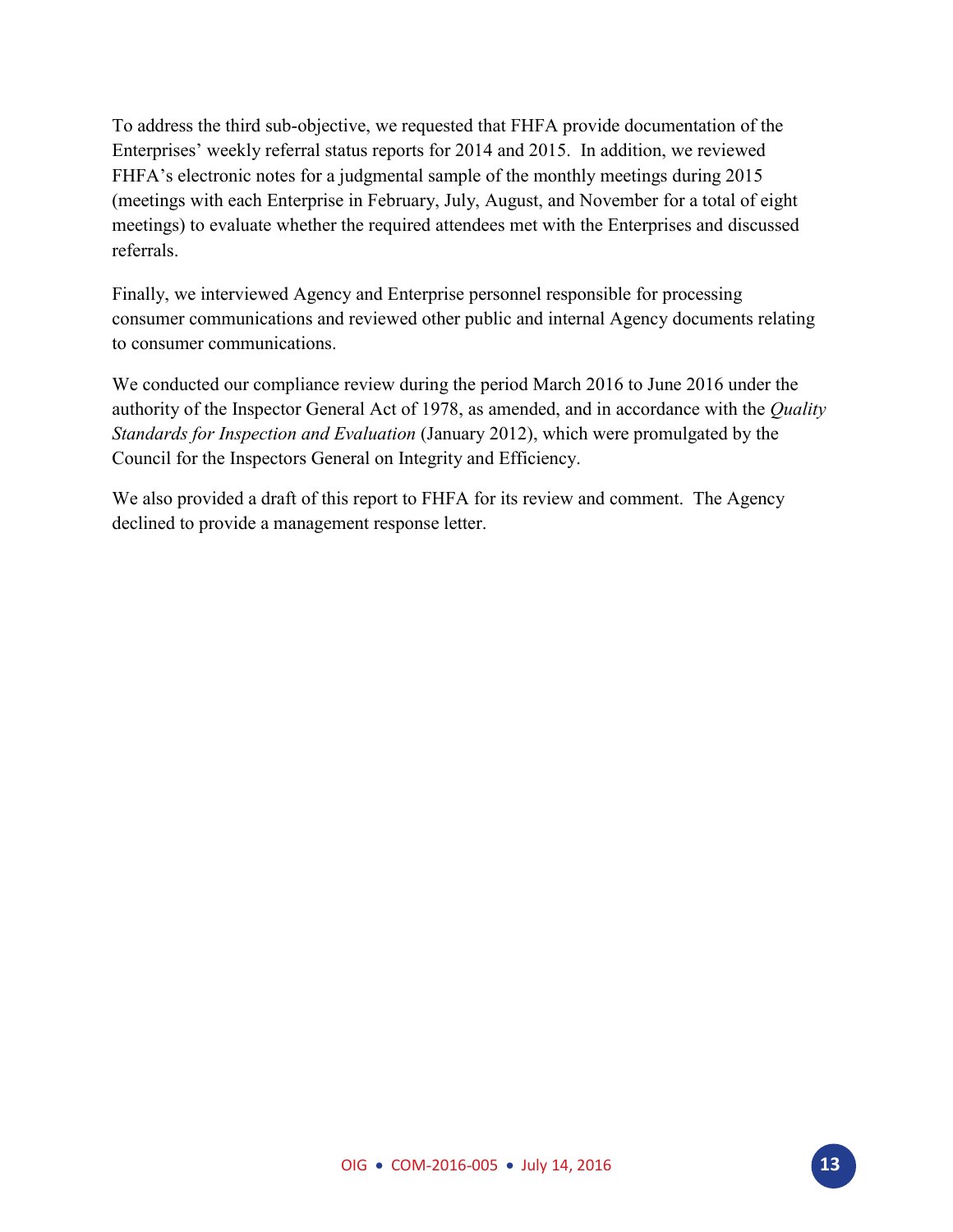To address the third sub-objective, we requested that FHFA provide documentation of the Enterprises' weekly referral status reports for 2014 and 2015. In addition, we reviewed FHFA's electronic notes for a judgmental sample of the monthly meetings during 2015 (meetings with each Enterprise in February, July, August, and November for a total of eight meetings) to evaluate whether the required attendees met with the Enterprises and discussed referrals.

Finally, we interviewed Agency and Enterprise personnel responsible for processing consumer communications and reviewed other public and internal Agency documents relating to consumer communications.

We conducted our compliance review during the period March 2016 to June 2016 under the authority of the Inspector General Act of 1978, as amended, and in accordance with the *Quality Standards for Inspection and Evaluation* (January 2012), which were promulgated by the Council for the Inspectors General on Integrity and Efficiency.

We also provided a draft of this report to FHFA for its review and comment. The Agency declined to provide a management response letter.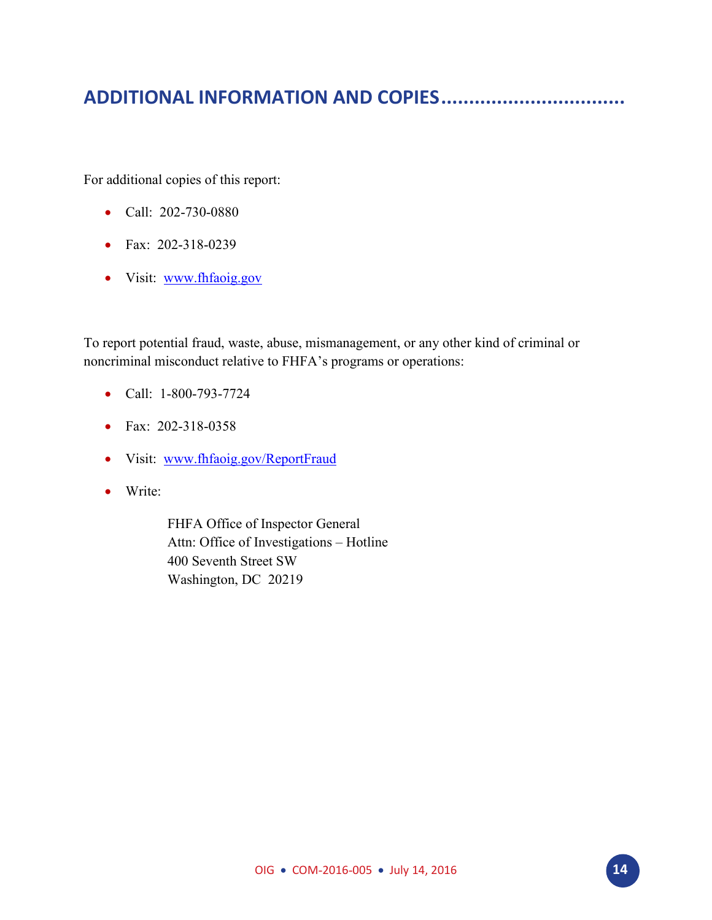# ADDITIONAL INFORMATION AND COPIES

For additional copies of this report:

- Call: 202-730-0880
- Fax: 202-318-0239
- Visit: www.fhfaoig.gov

To report potential fraud, waste, abuse, mismanagement, or any other kind of criminal or noncriminal misconduct relative to FHFA's programs or operations:

- Call: 1-800-793-7724
- Fax: 202-318-0358
- Visit: www.fhfaoig.gov/ReportFraud
- Write:

  FHFA Office of Inspector General
  Attn: Office of Investigations – Hotline
  400 Seventh Street SW
  Washington, DC 20219